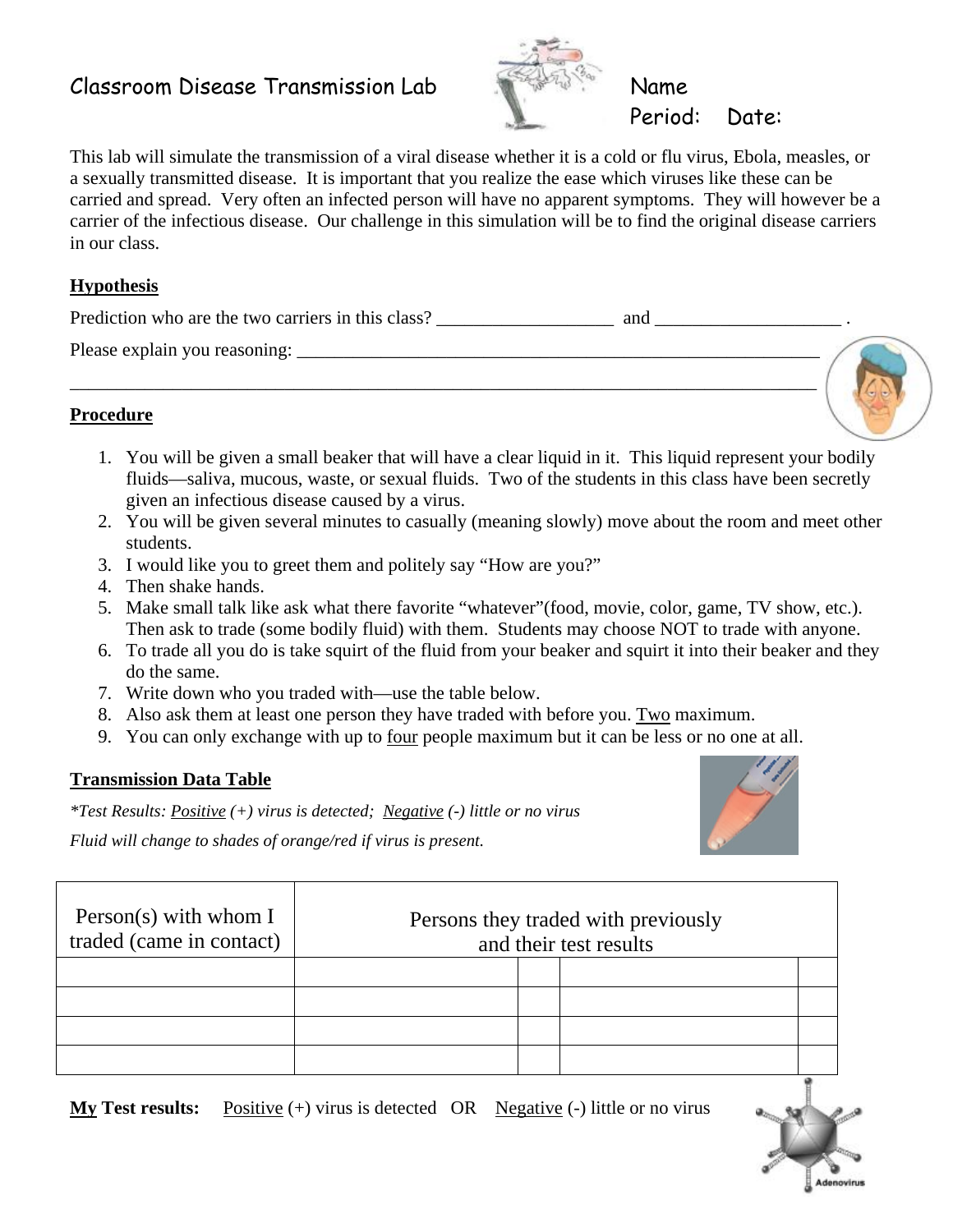# Classroom Disease Transmission Lab

Name

Period: Date:

This lab will simulate the transmission of a viral disease whether it is a cold or flu virus, Ebola, measles, or a sexually transmitted disease. It is important that you realize the ease which viruses like these can be carried and spread. Very often an infected person will have no apparent symptoms. They will however be a carrier of the infectious disease. Our challenge in this simulation will be to find the original disease carriers in our class.

## Hypothesis

Prediction who are the two carriers in this class? ___________________ and ____________________ .

Please explain you reasoning: ____________________________________________________________

_________________________________________________________________________________

## Procedure

1. You will be given a small beaker that will have a clear liquid in it. This liquid represent your bodily fluids—saliva, mucous, waste, or sexual fluids. Two of the students in this class have been secretly given an infectious disease caused by a virus.
2. You will be given several minutes to casually (meaning slowly) move about the room and meet other students.
3. I would like you to greet them and politely say "How are you?"
4. Then shake hands.
5. Make small talk like ask what there favorite "whatever"(food, movie, color, game, TV show, etc.). Then ask to trade (some bodily fluid) with them. Students may choose NOT to trade with anyone.
6. To trade all you do is take squirt of the fluid from your beaker and squirt it into their beaker and they do the same.
7. Write down who you traded with—use the table below.
8. Also ask them at least one person they have traded with before you. Two maximum.
9. You can only exchange with up to four people maximum but it can be less or no one at all.

### Transmission Data Table

*\*Test Results: Positive (+) virus is detected; Negative (-) little or no virus*

*Fluid will change to shades of orange/red if virus is present.*

| Person(s) with whom I traded (came in contact) | Persons they traded with previously and their test results | | | |
|---|---|---|---|---|
| | | | | |
| | | | | |
| | | | | |
| | | | | |

**My Test results:** Positive (+) virus is detected OR Negative (-) little or no virus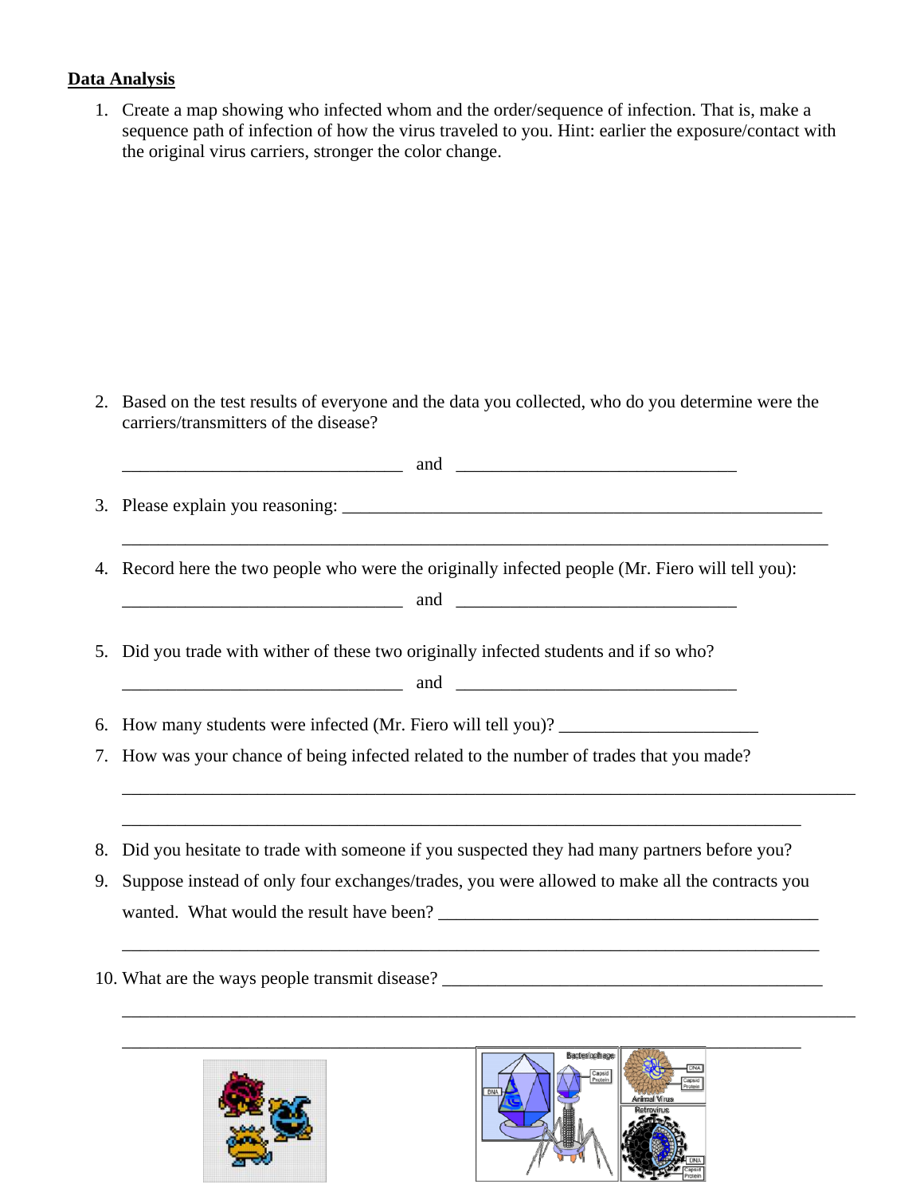**Data Analysis**

1. Create a map showing who infected whom and the order/sequence of infection. That is, make a sequence path of infection of how the virus traveled to you. Hint: earlier the exposure/contact with the original virus carriers, stronger the color change.

2. Based on the test results of everyone and the data you collected, who do you determine were the carriers/transmitters of the disease?

   ________________________________ and ________________________________

3. Please explain you reasoning: ______________________________________________________

   ________________________________________________________________________________

4. Record here the two people who were the originally infected people (Mr. Fiero will tell you):

   ________________________________ and ________________________________

5. Did you trade with wither of these two originally infected students and if so who?

   ________________________________ and ________________________________

6. How many students were infected (Mr. Fiero will tell you)? ______________________

7. How was your chance of being infected related to the number of trades that you made?

   ________________________________________________________________________________

   ________________________________________________________________________________

8. Did you hesitate to trade with someone if you suspected they had many partners before you?

9. Suppose instead of only four exchanges/trades, you were allowed to make all the contracts you wanted. What would the result have been? ____________________________________________

   ________________________________________________________________________________

10. What are the ways people transmit disease? ____________________________________________

    ________________________________________________________________________________

    ________________________________________________________________________________